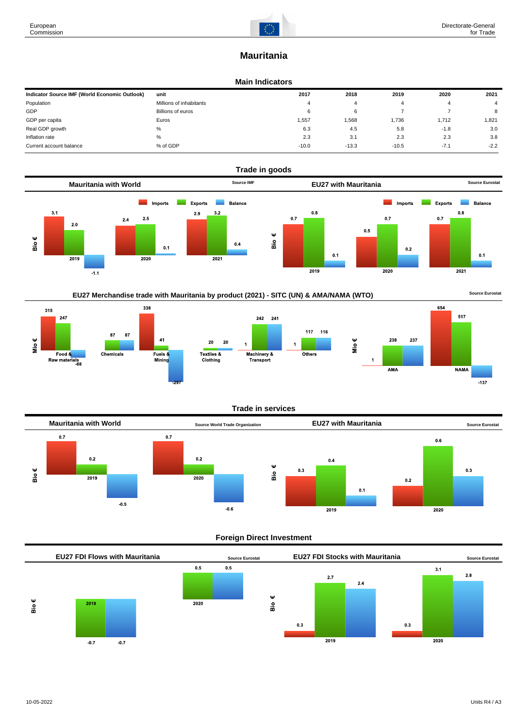# Mauritania

## Main Indicators

| Indicator Source IMF (World Economic Outlook) | unit | 2017 | 2018 | 2019 | 2020 | 2021 |
|---|---|---|---|---|---|---|
| Population | Millions of inhabitants | 4 | 4 | 4 | 4 | 4 |
| GDP | Billions of euros | 6 | 6 | 7 | 7 | 8 |
| GDP per capita | Euros | 1,557 | 1,568 | 1,736 | 1,712 | 1,821 |
| Real GDP growth | % | 6.3 | 4.5 | 5.8 | -1.8 | 3.0 |
| Inflation rate | % | 2.3 | 3.1 | 2.3 | 2.3 | 3.8 |
| Current account balance | % of GDP | -10.0 | -13.3 | -10.5 | -7.1 | -2.2 |

## Trade in goods

### Mauritania with World

Source IMF

Bio €

| | Imports | Exports | Balance |
|---|---|---|---|
| 2019 | 3.1 | 2.0 | -1.1 |
| 2020 | 2.4 | 2.5 | 0.1 |
| 2021 | 2.9 | 3.2 | 0.4 |

### EU27 with Mauritania

Source Eurostat

Bio €

| | Imports | Exports | Balance |
|---|---|---|---|
| 2019 | 0.7 | 0.8 | 0.1 |
| 2020 | 0.5 | 0.7 | 0.2 |
| 2021 | 0.7 | 0.8 | 0.1 |

### EU27 Merchandise trade with Mauritania by product (2021) - SITC (UN) & AMA/NAMA (WTO)

Source Eurostat

Mio €

| | Imports | Exports | Balance |
|---|---|---|---|
| Food & Raw materials | 315 | 247 | -68 |
| Chemicals | | 87 | 87 |
| Fuels & Mining | 338 | 41 | -297 |
| Textiles & Clothing | | 20 | 20 |
| Machinery & Transport | 1 | 242 | 241 |
| Others | 1 | 117 | 116 |

Mio €

| | Imports | Exports | Balance |
|---|---|---|---|
| AMA | 1 | 238 | 237 |
| NAMA | 654 | 517 | -137 |

## Trade in services

### Mauritania with World

Source World Trade Organization

Bio €

| | Imports | Exports | Balance |
|---|---|---|---|
| 2019 | 0.7 | 0.2 | -0.5 |
| 2020 | 0.7 | 0.2 | -0.6 |

### EU27 with Mauritania

Source Eurostat

Bio €

| | Imports | Exports | Balance |
|---|---|---|---|
| 2019 | 0.3 | 0.4 | 0.1 |
| 2020 | 0.2 | 0.6 | 0.3 |

## Foreign Direct Investment

### EU27 FDI Flows with Mauritania

Source Eurostat

Bio €

| | | |
|---|---|---|
| 2019 | -0.7 | -0.7 |
| 2020 | 0.5 | 0.5 |

### EU27 FDI Stocks with Mauritania

Source Eurostat

Bio €

| | | | |
|---|---|---|---|
| 2019 | 0.3 | 2.7 | 2.4 |
| 2020 | 0.3 | 3.1 | 2.8 |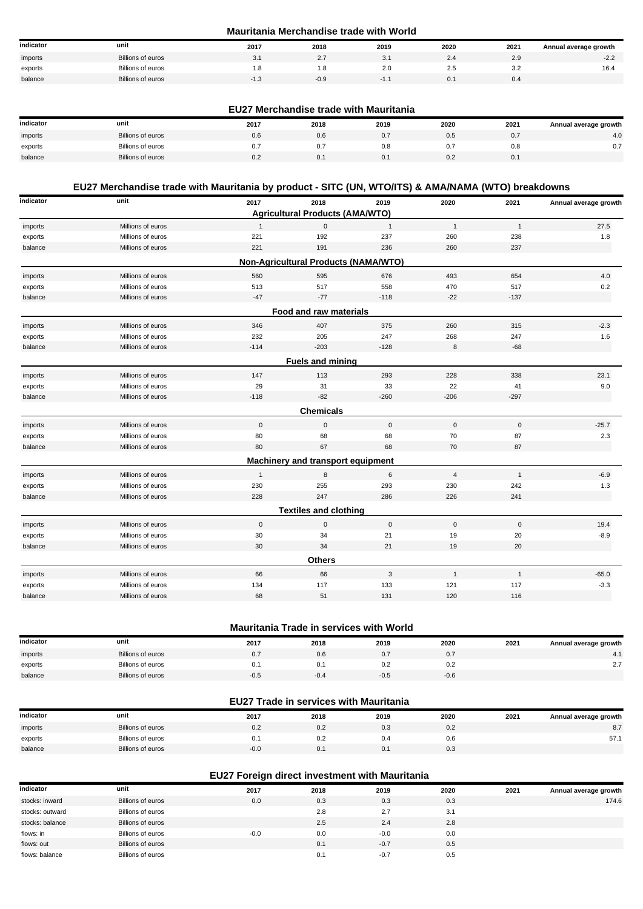### Mauritania Merchandise trade with World

| indicator | unit | 2017 | 2018 | 2019 | 2020 | 2021 | Annual average growth |
|---|---|---|---|---|---|---|---|
| imports | Billions of euros | 3.1 | 2.7 | 3.1 | 2.4 | 2.9 | -2.2 |
| exports | Billions of euros | 1.8 | 1.8 | 2.0 | 2.5 | 3.2 | 16.4 |
| balance | Billions of euros | -1.3 | -0.9 | -1.1 | 0.1 | 0.4 | |

### EU27 Merchandise trade with Mauritania

| indicator | unit | 2017 | 2018 | 2019 | 2020 | 2021 | Annual average growth |
|---|---|---|---|---|---|---|---|
| imports | Billions of euros | 0.6 | 0.6 | 0.7 | 0.5 | 0.7 | 4.0 |
| exports | Billions of euros | 0.7 | 0.7 | 0.8 | 0.7 | 0.8 | 0.7 |
| balance | Billions of euros | 0.2 | 0.1 | 0.1 | 0.2 | 0.1 | |

### EU27 Merchandise trade with Mauritania by product - SITC (UN, WTO/ITS) & AMA/NAMA (WTO) breakdowns

| indicator | unit | 2017 | 2018 | 2019 | 2020 | 2021 | Annual average growth |
|---|---|---|---|---|---|---|---|
| **Agricultural Products (AMA/WTO)** | | | | | | | |
| imports | Millions of euros | 1 | 0 | 1 | 1 | 1 | 27.5 |
| exports | Millions of euros | 221 | 192 | 237 | 260 | 238 | 1.8 |
| balance | Millions of euros | 221 | 191 | 236 | 260 | 237 | |
| **Non-Agricultural Products (NAMA/WTO)** | | | | | | | |
| imports | Millions of euros | 560 | 595 | 676 | 493 | 654 | 4.0 |
| exports | Millions of euros | 513 | 517 | 558 | 470 | 517 | 0.2 |
| balance | Millions of euros | -47 | -77 | -118 | -22 | -137 | |
| **Food and raw materials** | | | | | | | |
| imports | Millions of euros | 346 | 407 | 375 | 260 | 315 | -2.3 |
| exports | Millions of euros | 232 | 205 | 247 | 268 | 247 | 1.6 |
| balance | Millions of euros | -114 | -203 | -128 | 8 | -68 | |
| **Fuels and mining** | | | | | | | |
| imports | Millions of euros | 147 | 113 | 293 | 228 | 338 | 23.1 |
| exports | Millions of euros | 29 | 31 | 33 | 22 | 41 | 9.0 |
| balance | Millions of euros | -118 | -82 | -260 | -206 | -297 | |
| **Chemicals** | | | | | | | |
| imports | Millions of euros | 0 | 0 | 0 | 0 | 0 | -25.7 |
| exports | Millions of euros | 80 | 68 | 68 | 70 | 87 | 2.3 |
| balance | Millions of euros | 80 | 67 | 68 | 70 | 87 | |
| **Machinery and transport equipment** | | | | | | | |
| imports | Millions of euros | 1 | 8 | 6 | 4 | 1 | -6.9 |
| exports | Millions of euros | 230 | 255 | 293 | 230 | 242 | 1.3 |
| balance | Millions of euros | 228 | 247 | 286 | 226 | 241 | |
| **Textiles and clothing** | | | | | | | |
| imports | Millions of euros | 0 | 0 | 0 | 0 | 0 | 19.4 |
| exports | Millions of euros | 30 | 34 | 21 | 19 | 20 | -8.9 |
| balance | Millions of euros | 30 | 34 | 21 | 19 | 20 | |
| **Others** | | | | | | | |
| imports | Millions of euros | 66 | 66 | 3 | 1 | 1 | -65.0 |
| exports | Millions of euros | 134 | 117 | 133 | 121 | 117 | -3.3 |
| balance | Millions of euros | 68 | 51 | 131 | 120 | 116 | |

### Mauritania Trade in services with World

| indicator | unit | 2017 | 2018 | 2019 | 2020 | 2021 | Annual average growth |
|---|---|---|---|---|---|---|---|
| imports | Billions of euros | 0.7 | 0.6 | 0.7 | 0.7 | | 4.1 |
| exports | Billions of euros | 0.1 | 0.1 | 0.2 | 0.2 | | 2.7 |
| balance | Billions of euros | -0.5 | -0.4 | -0.5 | -0.6 | | |

### EU27 Trade in services with Mauritania

| indicator | unit | 2017 | 2018 | 2019 | 2020 | 2021 | Annual average growth |
|---|---|---|---|---|---|---|---|
| imports | Billions of euros | 0.2 | 0.2 | 0.3 | 0.2 | | 8.7 |
| exports | Billions of euros | 0.1 | 0.2 | 0.4 | 0.6 | | 57.1 |
| balance | Billions of euros | -0.0 | 0.1 | 0.1 | 0.3 | | |

### EU27 Foreign direct investment with Mauritania

| indicator | unit | 2017 | 2018 | 2019 | 2020 | 2021 | Annual average growth |
|---|---|---|---|---|---|---|---|
| stocks: inward | Billions of euros | 0.0 | 0.3 | 0.3 | 0.3 | | 174.6 |
| stocks: outward | Billions of euros | | 2.8 | 2.7 | 3.1 | | |
| stocks: balance | Billions of euros | | 2.5 | 2.4 | 2.8 | | |
| flows: in | Billions of euros | -0.0 | 0.0 | -0.0 | 0.0 | | |
| flows: out | Billions of euros | | 0.1 | -0.7 | 0.5 | | |
| flows: balance | Billions of euros | | 0.1 | -0.7 | 0.5 | | |